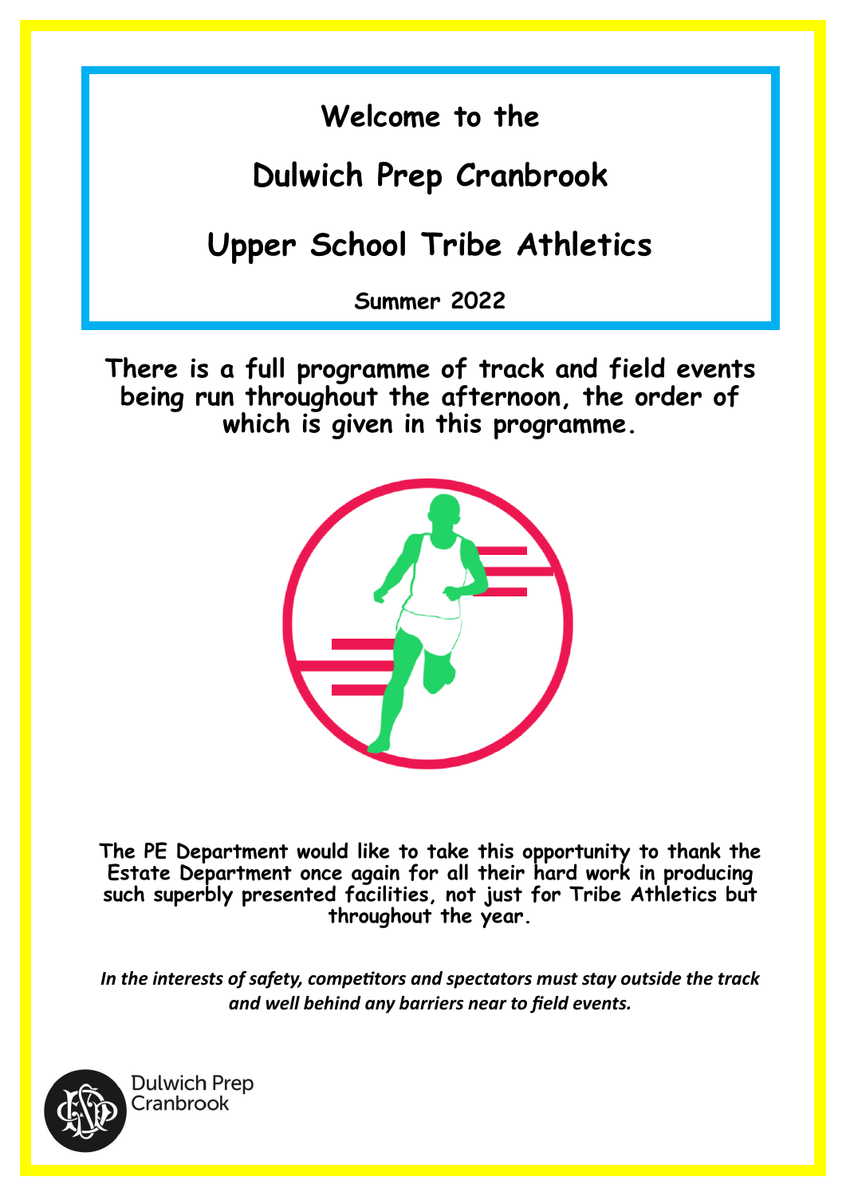# Welcome to the

# Dulwich Prep Cranbrook

# Upper School Tribe Athletics

**Summer 2022**

**There is a full programme of track and field events being run throughout the afternoon, the order of which is given in this programme.**

**The PE Department would like to take this opportunity to thank the Estate Department once again for all their hard work in producing such superbly presented facilities, not just for Tribe Athletics but throughout the year.**

***In the interests of safety, competitors and spectators must stay outside the track and well behind any barriers near to field events.***

Dulwich Prep Cranbrook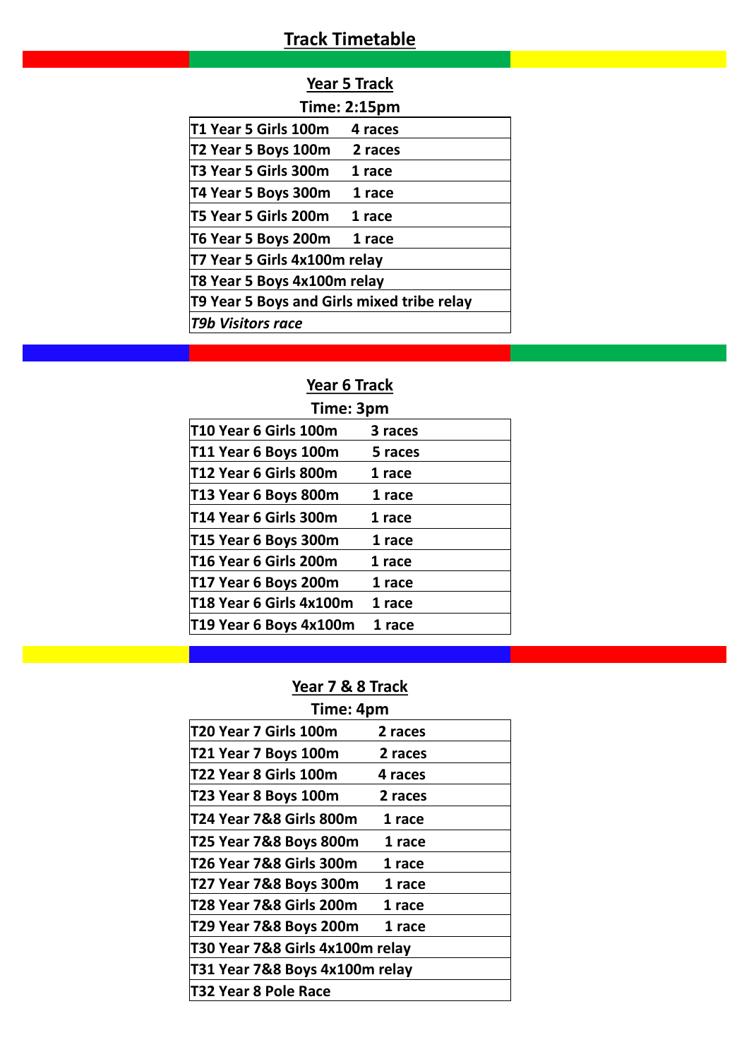# Track Timetable

## Year 5 Track

**Time: 2:15pm**

| Event | Races |
|---|---|
| T1 Year 5 Girls 100m | 4 races |
| T2 Year 5 Boys 100m | 2 races |
| T3 Year 5 Girls 300m | 1 race |
| T4 Year 5 Boys 300m | 1 race |
| T5 Year 5 Girls 200m | 1 race |
| T6 Year 5 Boys 200m | 1 race |
| T7 Year 5 Girls 4x100m relay | |
| T8 Year 5 Boys 4x100m relay | |
| T9 Year 5 Boys and Girls mixed tribe relay | |
| *T9b Visitors race* | |

## Year 6 Track

**Time: 3pm**

| Event | Races |
|---|---|
| T10 Year 6 Girls 100m | 3 races |
| T11 Year 6 Boys 100m | 5 races |
| T12 Year 6 Girls 800m | 1 race |
| T13 Year 6 Boys 800m | 1 race |
| T14 Year 6 Girls 300m | 1 race |
| T15 Year 6 Boys 300m | 1 race |
| T16 Year 6 Girls 200m | 1 race |
| T17 Year 6 Boys 200m | 1 race |
| T18 Year 6 Girls 4x100m | 1 race |
| T19 Year 6 Boys 4x100m | 1 race |

## Year 7 & 8 Track

**Time: 4pm**

| Event | Races |
|---|---|
| T20 Year 7 Girls 100m | 2 races |
| T21 Year 7 Boys 100m | 2 races |
| T22 Year 8 Girls 100m | 4 races |
| T23 Year 8 Boys 100m | 2 races |
| T24 Year 7&8 Girls 800m | 1 race |
| T25 Year 7&8 Boys 800m | 1 race |
| T26 Year 7&8 Girls 300m | 1 race |
| T27 Year 7&8 Boys 300m | 1 race |
| T28 Year 7&8 Girls 200m | 1 race |
| T29 Year 7&8 Boys 200m | 1 race |
| T30 Year 7&8 Girls 4x100m relay | |
| T31 Year 7&8 Boys 4x100m relay | |
| T32 Year 8 Pole Race | |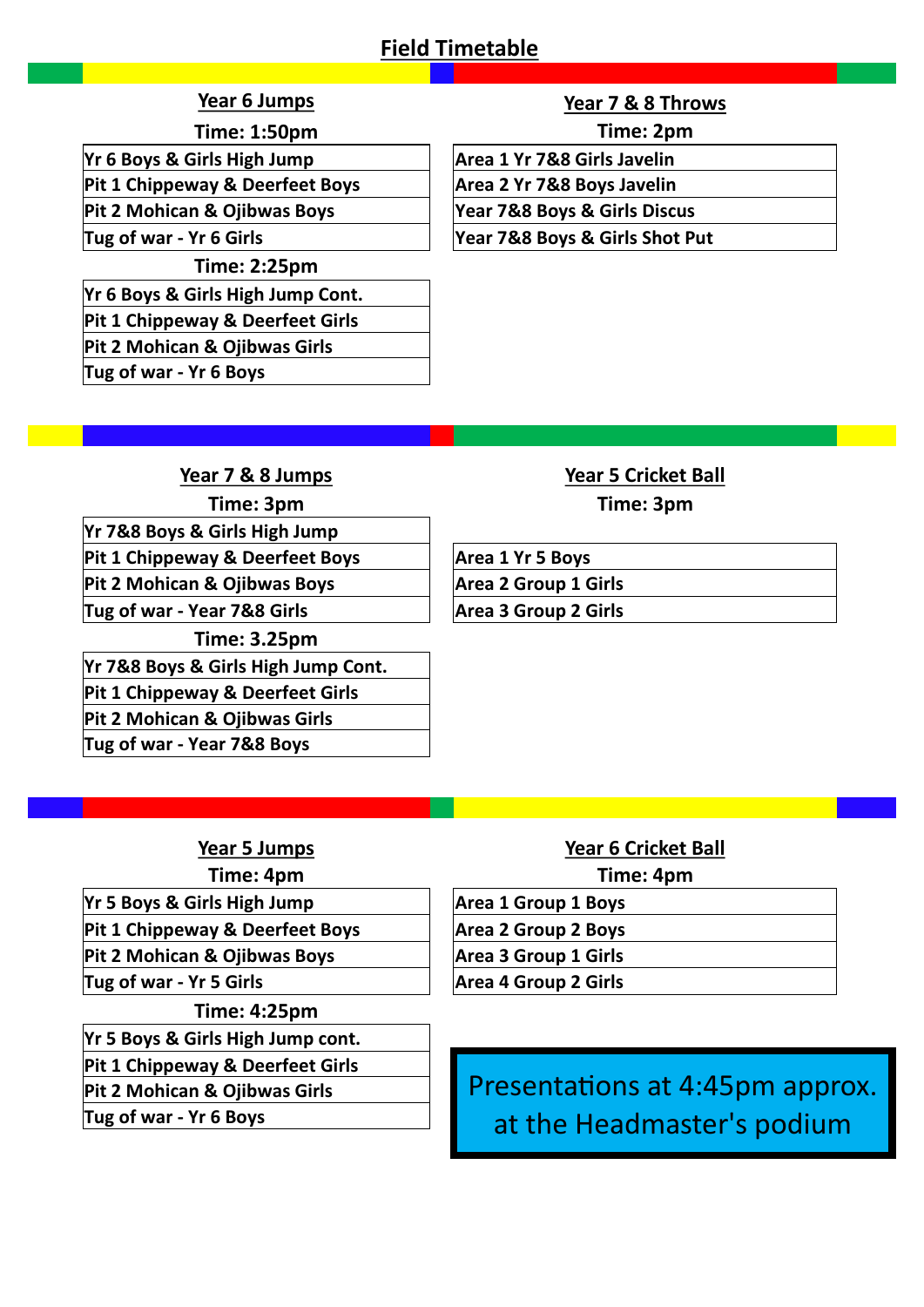# Field Timetable

## Year 6 Jumps

**Time: 1:50pm**

| Yr 6 Boys & Girls High Jump |
|---|
| Pit 1 Chippeway & Deerfeet Boys |
| Pit 2 Mohican & Ojibwas Boys |
| Tug of war - Yr 6 Girls |

**Time: 2:25pm**

| Yr 6 Boys & Girls High Jump Cont. |
|---|
| Pit 1 Chippeway & Deerfeet Girls |
| Pit 2 Mohican & Ojibwas Girls |
| Tug of war - Yr 6 Boys |

## Year 7 & 8 Throws

**Time: 2pm**

| Area 1 Yr 7&8 Girls Javelin |
|---|
| Area 2 Yr 7&8 Boys Javelin |
| Year 7&8 Boys & Girls Discus |
| Year 7&8 Boys & Girls Shot Put |

## Year 7 & 8 Jumps

**Time: 3pm**

| Yr 7&8 Boys & Girls High Jump |
|---|
| Pit 1 Chippeway & Deerfeet Boys |
| Pit 2 Mohican & Ojibwas Boys |
| Tug of war - Year 7&8 Girls |

**Time: 3.25pm**

| Yr 7&8 Boys & Girls High Jump Cont. |
|---|
| Pit 1 Chippeway & Deerfeet Girls |
| Pit 2 Mohican & Ojibwas Girls |
| Tug of war - Year 7&8 Boys |

## Year 5 Cricket Ball

**Time: 3pm**

| Area 1 Yr 5 Boys |
|---|
| Area 2 Group 1 Girls |
| Area 3 Group 2 Girls |

## Year 5 Jumps

**Time: 4pm**

| Yr 5 Boys & Girls High Jump |
|---|
| Pit 1 Chippeway & Deerfeet Boys |
| Pit 2 Mohican & Ojibwas Boys |
| Tug of war - Yr 5 Girls |

**Time: 4:25pm**

| Yr 5 Boys & Girls High Jump cont. |
|---|
| Pit 1 Chippeway & Deerfeet Girls |
| Pit 2 Mohican & Ojibwas Girls |
| Tug of war - Yr 6 Boys |

## Year 6 Cricket Ball

**Time: 4pm**

| Area 1 Group 1 Boys |
|---|
| Area 2 Group 2 Boys |
| Area 3 Group 1 Girls |
| Area 4 Group 2 Girls |

Presentations at 4:45pm approx.
at the Headmaster's podium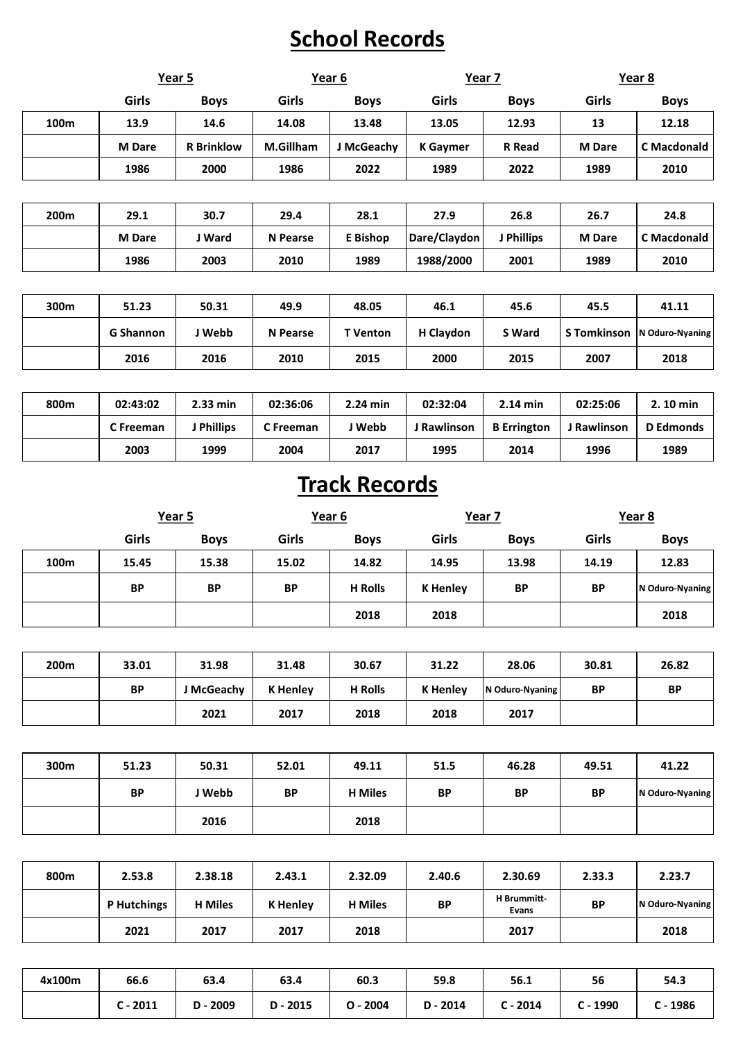# School Records

| | Year 5 | | Year 6 | | Year 7 | | Year 8 | |
|---|---|---|---|---|---|---|---|---|
| | Girls | Boys | Girls | Boys | Girls | Boys | Girls | Boys |
| 100m | 13.9 | 14.6 | 14.08 | 13.48 | 13.05 | 12.93 | 13 | 12.18 |
| | M Dare | R Brinklow | M.Gillham | J McGeachy | K Gaymer | R Read | M Dare | C Macdonald |
| | 1986 | 2000 | 1986 | 2022 | 1989 | 2022 | 1989 | 2010 |

| | | | | | | | | |
|---|---|---|---|---|---|---|---|---|
| 200m | 29.1 | 30.7 | 29.4 | 28.1 | 27.9 | 26.8 | 26.7 | 24.8 |
| | M Dare | J Ward | N Pearse | E Bishop | Dare/Claydon | J Phillips | M Dare | C Macdonald |
| | 1986 | 2003 | 2010 | 1989 | 1988/2000 | 2001 | 1989 | 2010 |

| | | | | | | | | |
|---|---|---|---|---|---|---|---|---|
| 300m | 51.23 | 50.31 | 49.9 | 48.05 | 46.1 | 45.6 | 45.5 | 41.11 |
| | G Shannon | J Webb | N Pearse | T Venton | H Claydon | S Ward | S Tomkinson | N Oduro-Nyaning |
| | 2016 | 2016 | 2010 | 2015 | 2000 | 2015 | 2007 | 2018 |

| | | | | | | | | |
|---|---|---|---|---|---|---|---|---|
| 800m | 02:43:02 | 2.33 min | 02:36:06 | 2.24 min | 02:32:04 | 2.14 min | 02:25:06 | 2. 10 min |
| | C Freeman | J Phillips | C Freeman | J Webb | J Rawlinson | B Errington | J Rawlinson | D Edmonds |
| | 2003 | 1999 | 2004 | 2017 | 1995 | 2014 | 1996 | 1989 |

# Track Records

| | Year 5 | | Year 6 | | Year 7 | | Year 8 | |
|---|---|---|---|---|---|---|---|---|
| | Girls | Boys | Girls | Boys | Girls | Boys | Girls | Boys |
| 100m | 15.45 | 15.38 | 15.02 | 14.82 | 14.95 | 13.98 | 14.19 | 12.83 |
| | BP | BP | BP | H Rolls | K Henley | BP | BP | N Oduro-Nyaning |
| | | | | 2018 | 2018 | | | 2018 |

| | | | | | | | | |
|---|---|---|---|---|---|---|---|---|
| 200m | 33.01 | 31.98 | 31.48 | 30.67 | 31.22 | 28.06 | 30.81 | 26.82 |
| | BP | J McGeachy | K Henley | H Rolls | K Henley | N Oduro-Nyaning | BP | BP |
| | | 2021 | 2017 | 2018 | 2018 | 2017 | | |

| | | | | | | | | |
|---|---|---|---|---|---|---|---|---|
| 300m | 51.23 | 50.31 | 52.01 | 49.11 | 51.5 | 46.28 | 49.51 | 41.22 |
| | BP | J Webb | BP | H Miles | BP | BP | BP | N Oduro-Nyaning |
| | | 2016 | | 2018 | | | | |

| | | | | | | | | |
|---|---|---|---|---|---|---|---|---|
| 800m | 2.53.8 | 2.38.18 | 2.43.1 | 2.32.09 | 2.40.6 | 2.30.69 | 2.33.3 | 2.23.7 |
| | P Hutchings | H Miles | K Henley | H Miles | BP | H Brummitt-Evans | BP | N Oduro-Nyaning |
| | 2021 | 2017 | 2017 | 2018 | | 2017 | | 2018 |

| | | | | | | | | |
|---|---|---|---|---|---|---|---|---|
| 4x100m | 66.6 | 63.4 | 63.4 | 60.3 | 59.8 | 56.1 | 56 | 54.3 |
| | C - 2011 | D - 2009 | D - 2015 | O - 2004 | D - 2014 | C - 2014 | C - 1990 | C - 1986 |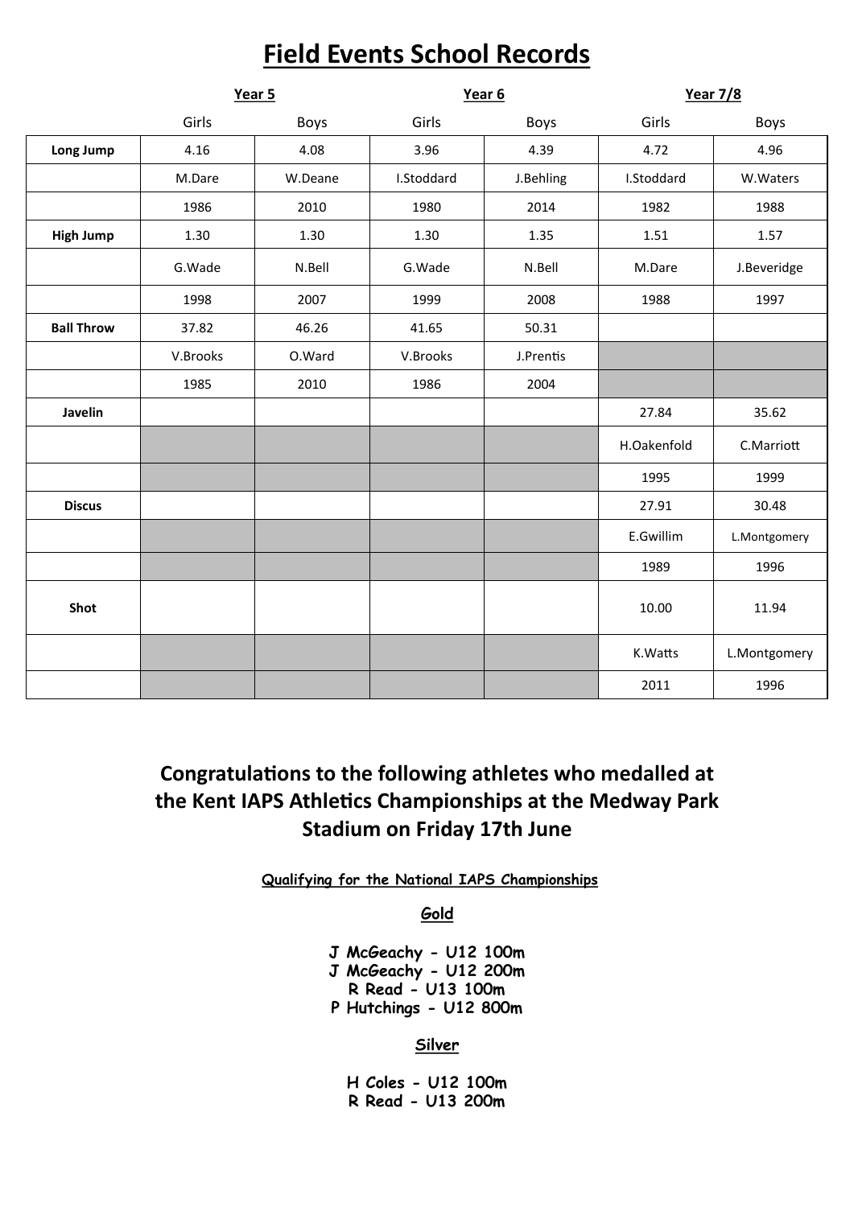# Field Events School Records

| | Year 5 | | Year 6 | | Year 7/8 | |
|---|---|---|---|---|---|---|
| | Girls | Boys | Girls | Boys | Girls | Boys |
| **Long Jump** | 4.16 | 4.08 | 3.96 | 4.39 | 4.72 | 4.96 |
| | M.Dare | W.Deane | I.Stoddard | J.Behling | I.Stoddard | W.Waters |
| | 1986 | 2010 | 1980 | 2014 | 1982 | 1988 |
| **High Jump** | 1.30 | 1.30 | 1.30 | 1.35 | 1.51 | 1.57 |
| | G.Wade | N.Bell | G.Wade | N.Bell | M.Dare | J.Beveridge |
| | 1998 | 2007 | 1999 | 2008 | 1988 | 1997 |
| **Ball Throw** | 37.82 | 46.26 | 41.65 | 50.31 | | |
| | V.Brooks | O.Ward | V.Brooks | J.Prentis | | |
| | 1985 | 2010 | 1986 | 2004 | | |
| **Javelin** | | | | | 27.84 | 35.62 |
| | | | | | H.Oakenfold | C.Marriott |
| | | | | | 1995 | 1999 |
| **Discus** | | | | | 27.91 | 30.48 |
| | | | | | E.Gwillim | L.Montgomery |
| | | | | | 1989 | 1996 |
| **Shot** | | | | | 10.00 | 11.94 |
| | | | | | K.Watts | L.Montgomery |
| | | | | | 2011 | 1996 |

## Congratulations to the following athletes who medalled at the Kent IAPS Athletics Championships at the Medway Park Stadium on Friday 17th June

**Qualifying for the National IAPS Championships**

**Gold**

**J McGeachy - U12 100m**
**J McGeachy - U12 200m**
**R Read - U13 100m**
**P Hutchings - U12 800m**

**Silver**

**H Coles - U12 100m**
**R Read - U13 200m**